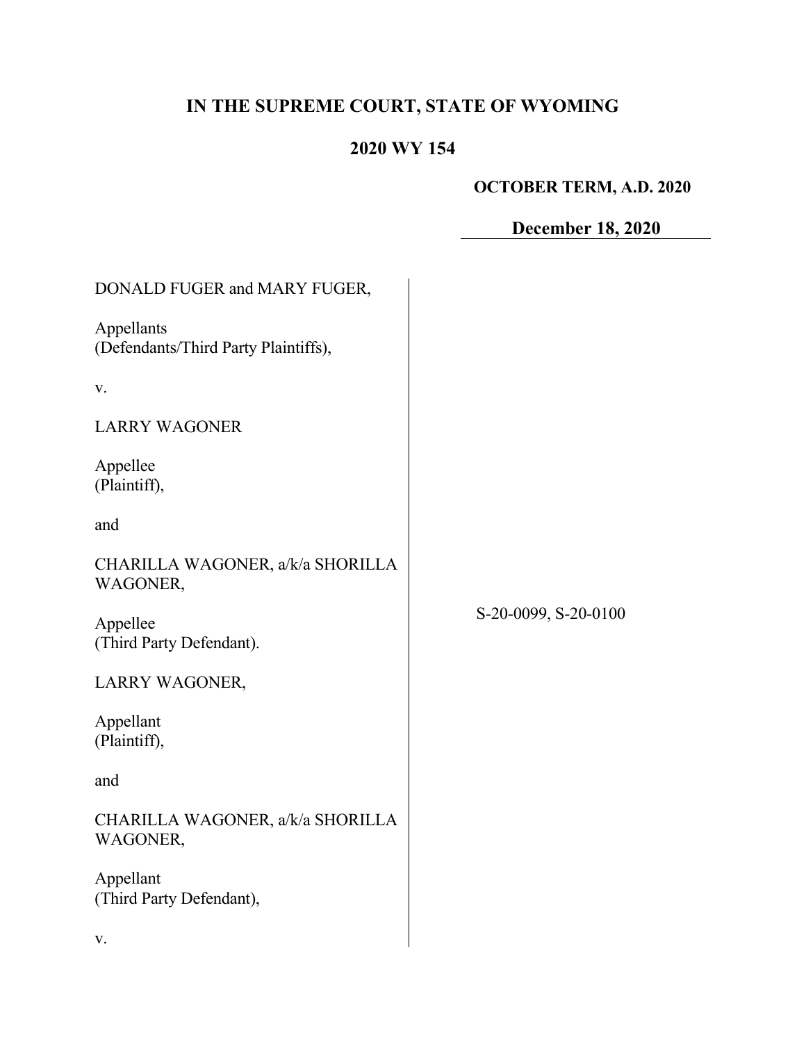# IN THE SUPREME COURT, STATE OF WYOMING

## 2020 WY 154

**OCTOBER TERM, A.D. 2020**

**December 18, 2020**

DONALD FUGER and MARY FUGER,

Appellants
(Defendants/Third Party Plaintiffs),

v.

LARRY WAGONER

Appellee
(Plaintiff),

and

CHARILLA WAGONER, a/k/a SHORILLA WAGONER,

Appellee
(Third Party Defendant).

S-20-0099, S-20-0100

LARRY WAGONER,

Appellant
(Plaintiff),

and

CHARILLA WAGONER, a/k/a SHORILLA WAGONER,

Appellant
(Third Party Defendant),

v.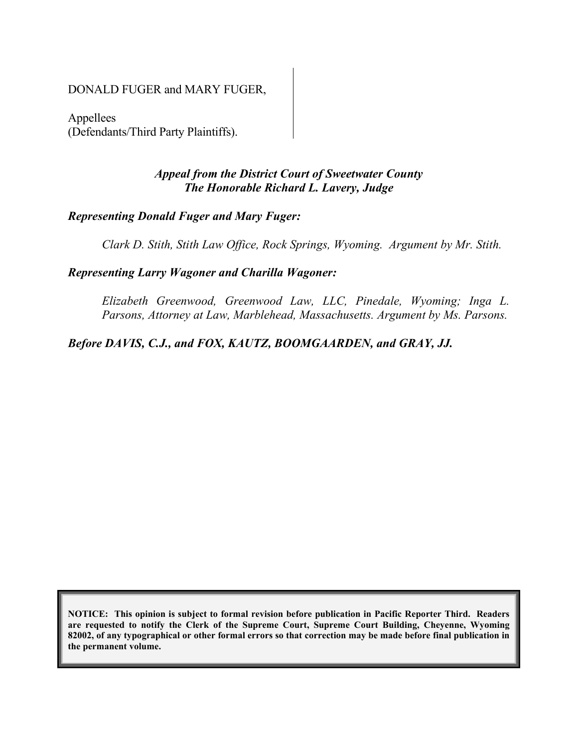DONALD FUGER and MARY FUGER,

Appellees
(Defendants/Third Party Plaintiffs).

*Appeal from the District Court of Sweetwater County*
*The Honorable Richard L. Lavery, Judge*

***Representing Donald Fuger and Mary Fuger:***

*Clark D. Stith, Stith Law Office, Rock Springs, Wyoming. Argument by Mr. Stith.*

***Representing Larry Wagoner and Charilla Wagoner:***

*Elizabeth Greenwood, Greenwood Law, LLC, Pinedale, Wyoming; Inga L. Parsons, Attorney at Law, Marblehead, Massachusetts. Argument by Ms. Parsons.*

***Before DAVIS, C.J., and FOX, KAUTZ, BOOMGAARDEN, and GRAY, JJ.***

**NOTICE: This opinion is subject to formal revision before publication in Pacific Reporter Third. Readers are requested to notify the Clerk of the Supreme Court, Supreme Court Building, Cheyenne, Wyoming 82002, of any typographical or other formal errors so that correction may be made before final publication in the permanent volume.**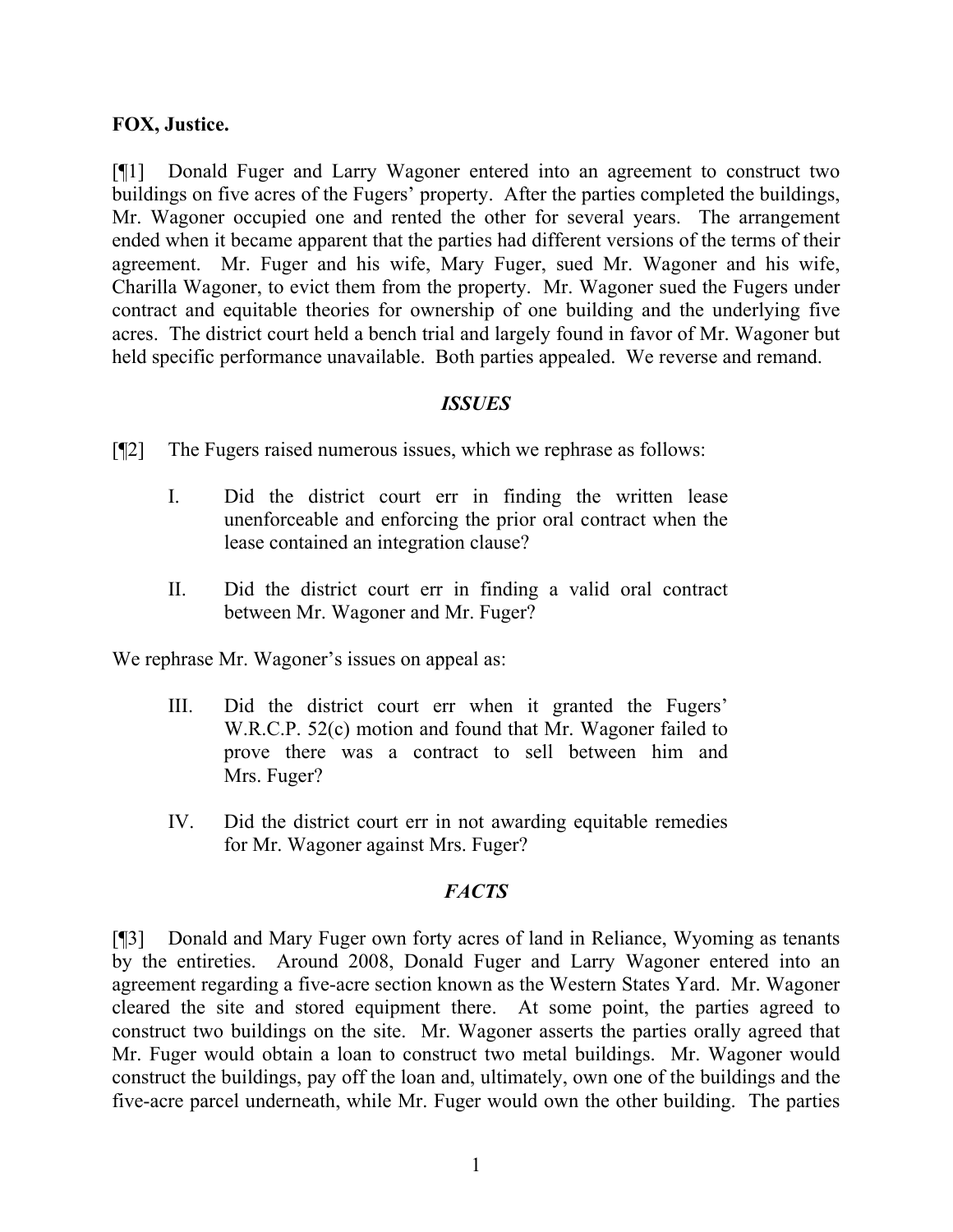**FOX, Justice.**

[¶1] Donald Fuger and Larry Wagoner entered into an agreement to construct two buildings on five acres of the Fugers' property. After the parties completed the buildings, Mr. Wagoner occupied one and rented the other for several years. The arrangement ended when it became apparent that the parties had different versions of the terms of their agreement. Mr. Fuger and his wife, Mary Fuger, sued Mr. Wagoner and his wife, Charilla Wagoner, to evict them from the property. Mr. Wagoner sued the Fugers under contract and equitable theories for ownership of one building and the underlying five acres. The district court held a bench trial and largely found in favor of Mr. Wagoner but held specific performance unavailable. Both parties appealed. We reverse and remand.

## *ISSUES*

[¶2] The Fugers raised numerous issues, which we rephrase as follows:

> I. Did the district court err in finding the written lease unenforceable and enforcing the prior oral contract when the lease contained an integration clause?
>
> II. Did the district court err in finding a valid oral contract between Mr. Wagoner and Mr. Fuger?

We rephrase Mr. Wagoner's issues on appeal as:

> III. Did the district court err when it granted the Fugers' W.R.C.P. 52(c) motion and found that Mr. Wagoner failed to prove there was a contract to sell between him and Mrs. Fuger?
>
> IV. Did the district court err in not awarding equitable remedies for Mr. Wagoner against Mrs. Fuger?

## *FACTS*

[¶3] Donald and Mary Fuger own forty acres of land in Reliance, Wyoming as tenants by the entireties. Around 2008, Donald Fuger and Larry Wagoner entered into an agreement regarding a five-acre section known as the Western States Yard. Mr. Wagoner cleared the site and stored equipment there. At some point, the parties agreed to construct two buildings on the site. Mr. Wagoner asserts the parties orally agreed that Mr. Fuger would obtain a loan to construct two metal buildings. Mr. Wagoner would construct the buildings, pay off the loan and, ultimately, own one of the buildings and the five-acre parcel underneath, while Mr. Fuger would own the other building. The parties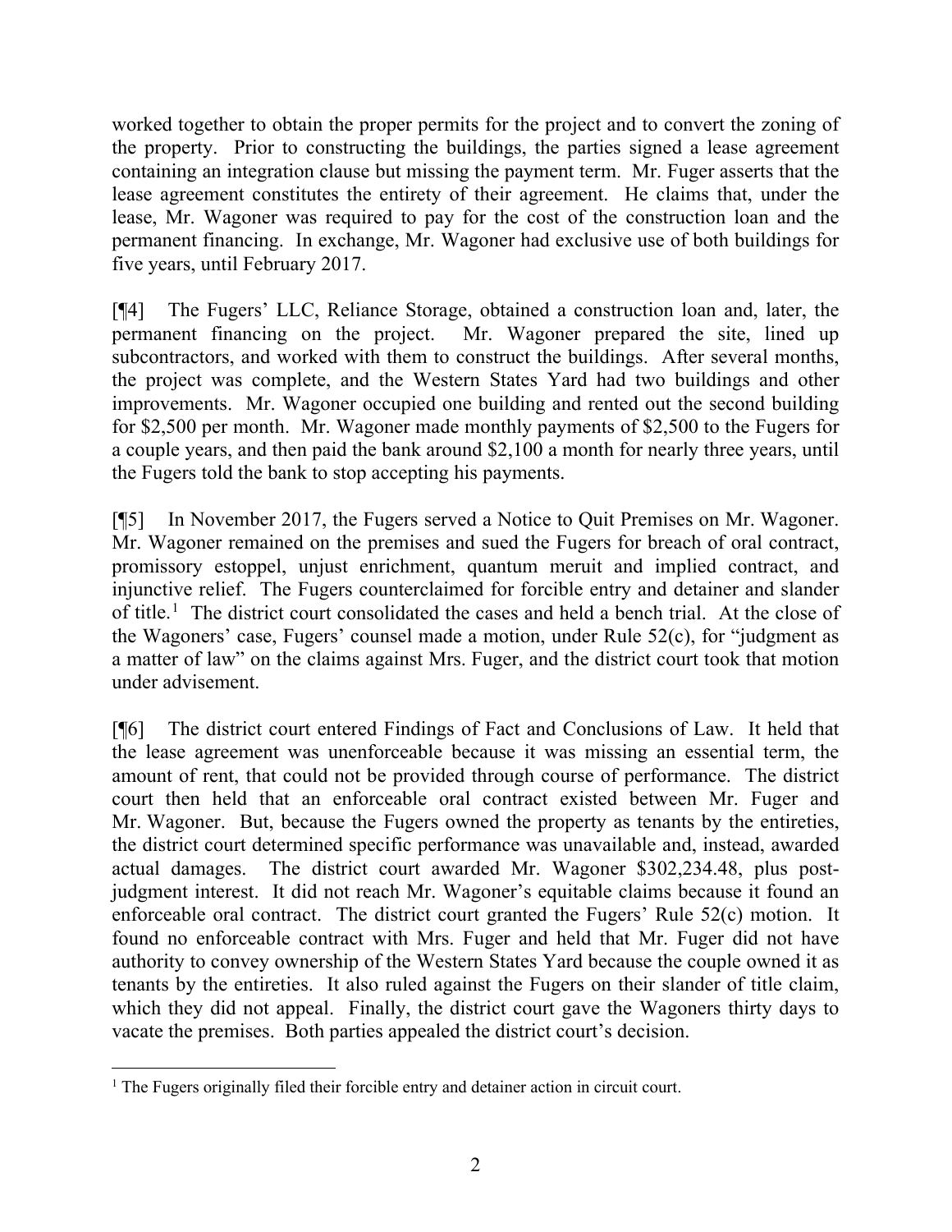worked together to obtain the proper permits for the project and to convert the zoning of the property. Prior to constructing the buildings, the parties signed a lease agreement containing an integration clause but missing the payment term. Mr. Fuger asserts that the lease agreement constitutes the entirety of their agreement. He claims that, under the lease, Mr. Wagoner was required to pay for the cost of the construction loan and the permanent financing. In exchange, Mr. Wagoner had exclusive use of both buildings for five years, until February 2017.

[¶4] The Fugers' LLC, Reliance Storage, obtained a construction loan and, later, the permanent financing on the project. Mr. Wagoner prepared the site, lined up subcontractors, and worked with them to construct the buildings. After several months, the project was complete, and the Western States Yard had two buildings and other improvements. Mr. Wagoner occupied one building and rented out the second building for $2,500 per month. Mr. Wagoner made monthly payments of $2,500 to the Fugers for a couple years, and then paid the bank around $2,100 a month for nearly three years, until the Fugers told the bank to stop accepting his payments.

[¶5] In November 2017, the Fugers served a Notice to Quit Premises on Mr. Wagoner. Mr. Wagoner remained on the premises and sued the Fugers for breach of oral contract, promissory estoppel, unjust enrichment, quantum meruit and implied contract, and injunctive relief. The Fugers counterclaimed for forcible entry and detainer and slander of title.[1] The district court consolidated the cases and held a bench trial. At the close of the Wagoners' case, Fugers' counsel made a motion, under Rule 52(c), for "judgment as a matter of law" on the claims against Mrs. Fuger, and the district court took that motion under advisement.

[¶6] The district court entered Findings of Fact and Conclusions of Law. It held that the lease agreement was unenforceable because it was missing an essential term, the amount of rent, that could not be provided through course of performance. The district court then held that an enforceable oral contract existed between Mr. Fuger and Mr. Wagoner. But, because the Fugers owned the property as tenants by the entireties, the district court determined specific performance was unavailable and, instead, awarded actual damages. The district court awarded Mr. Wagoner $302,234.48, plus post-judgment interest. It did not reach Mr. Wagoner's equitable claims because it found an enforceable oral contract. The district court granted the Fugers' Rule 52(c) motion. It found no enforceable contract with Mrs. Fuger and held that Mr. Fuger did not have authority to convey ownership of the Western States Yard because the couple owned it as tenants by the entireties. It also ruled against the Fugers on their slander of title claim, which they did not appeal. Finally, the district court gave the Wagoners thirty days to vacate the premises. Both parties appealed the district court's decision.

---

[1] The Fugers originally filed their forcible entry and detainer action in circuit court.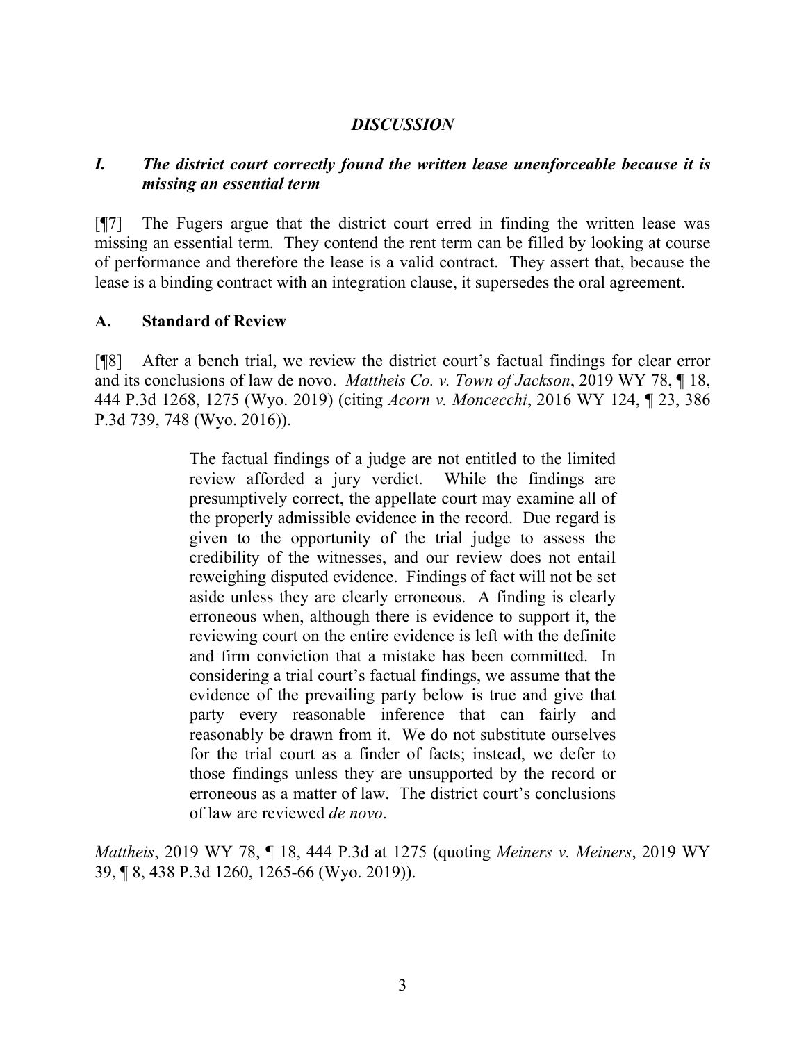## *DISCUSSION*

### *I. The district court correctly found the written lease unenforceable because it is missing an essential term*

[¶7] The Fugers argue that the district court erred in finding the written lease was missing an essential term. They contend the rent term can be filled by looking at course of performance and therefore the lease is a valid contract. They assert that, because the lease is a binding contract with an integration clause, it supersedes the oral agreement.

### A. Standard of Review

[¶8] After a bench trial, we review the district court's factual findings for clear error and its conclusions of law de novo. *Mattheis Co. v. Town of Jackson*, 2019 WY 78, ¶ 18, 444 P.3d 1268, 1275 (Wyo. 2019) (citing *Acorn v. Moncecchi*, 2016 WY 124, ¶ 23, 386 P.3d 739, 748 (Wyo. 2016)).

> The factual findings of a judge are not entitled to the limited review afforded a jury verdict. While the findings are presumptively correct, the appellate court may examine all of the properly admissible evidence in the record. Due regard is given to the opportunity of the trial judge to assess the credibility of the witnesses, and our review does not entail reweighing disputed evidence. Findings of fact will not be set aside unless they are clearly erroneous. A finding is clearly erroneous when, although there is evidence to support it, the reviewing court on the entire evidence is left with the definite and firm conviction that a mistake has been committed. In considering a trial court's factual findings, we assume that the evidence of the prevailing party below is true and give that party every reasonable inference that can fairly and reasonably be drawn from it. We do not substitute ourselves for the trial court as a finder of facts; instead, we defer to those findings unless they are unsupported by the record or erroneous as a matter of law. The district court's conclusions of law are reviewed *de novo*.

*Mattheis*, 2019 WY 78, ¶ 18, 444 P.3d at 1275 (quoting *Meiners v. Meiners*, 2019 WY 39, ¶ 8, 438 P.3d 1260, 1265-66 (Wyo. 2019)).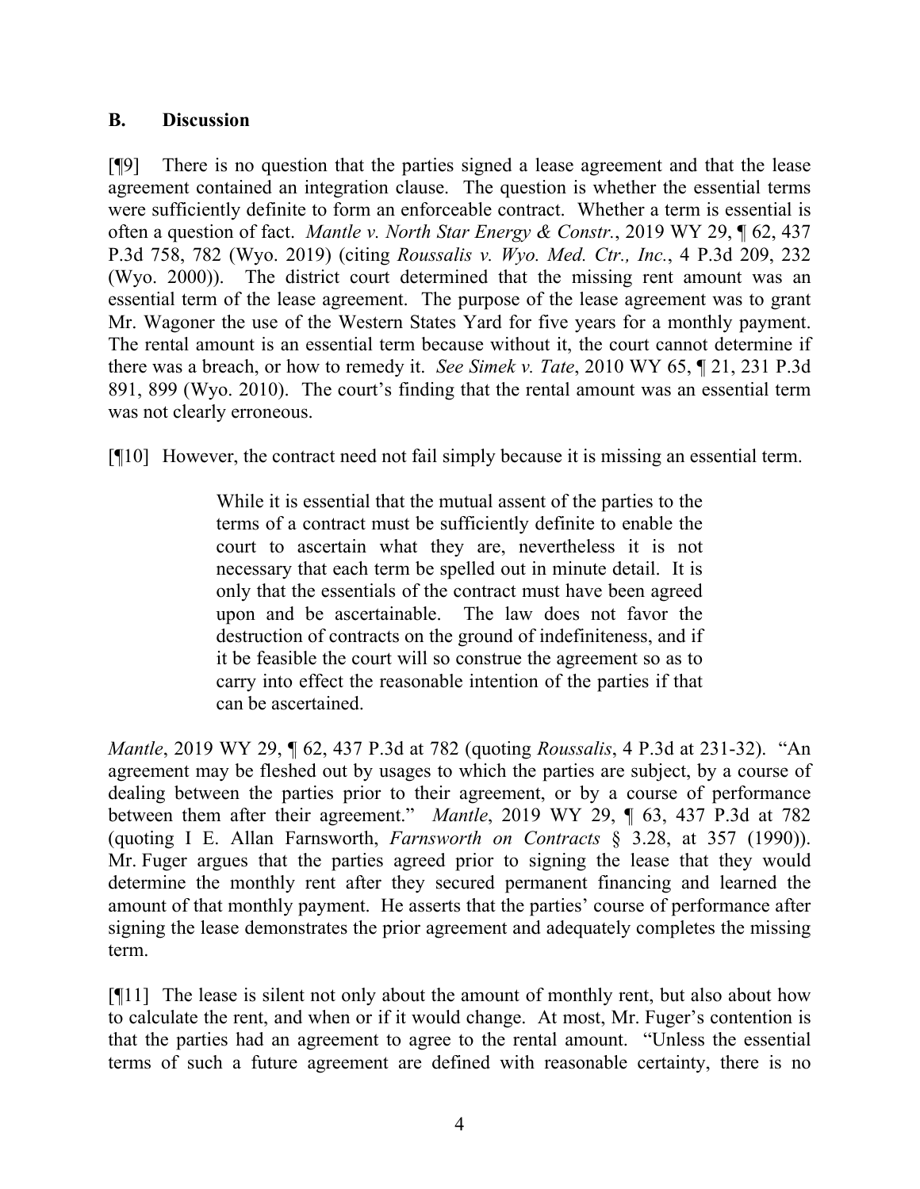## B. Discussion

[¶9] There is no question that the parties signed a lease agreement and that the lease agreement contained an integration clause. The question is whether the essential terms were sufficiently definite to form an enforceable contract. Whether a term is essential is often a question of fact. *Mantle v. North Star Energy & Constr.*, 2019 WY 29, ¶ 62, 437 P.3d 758, 782 (Wyo. 2019) (citing *Roussalis v. Wyo. Med. Ctr., Inc.*, 4 P.3d 209, 232 (Wyo. 2000)). The district court determined that the missing rent amount was an essential term of the lease agreement. The purpose of the lease agreement was to grant Mr. Wagoner the use of the Western States Yard for five years for a monthly payment. The rental amount is an essential term because without it, the court cannot determine if there was a breach, or how to remedy it. *See Simek v. Tate*, 2010 WY 65, ¶ 21, 231 P.3d 891, 899 (Wyo. 2010). The court's finding that the rental amount was an essential term was not clearly erroneous.

[¶10] However, the contract need not fail simply because it is missing an essential term.

> While it is essential that the mutual assent of the parties to the terms of a contract must be sufficiently definite to enable the court to ascertain what they are, nevertheless it is not necessary that each term be spelled out in minute detail. It is only that the essentials of the contract must have been agreed upon and be ascertainable. The law does not favor the destruction of contracts on the ground of indefiniteness, and if it be feasible the court will so construe the agreement so as to carry into effect the reasonable intention of the parties if that can be ascertained.

*Mantle*, 2019 WY 29, ¶ 62, 437 P.3d at 782 (quoting *Roussalis*, 4 P.3d at 231-32). "An agreement may be fleshed out by usages to which the parties are subject, by a course of dealing between the parties prior to their agreement, or by a course of performance between them after their agreement." *Mantle*, 2019 WY 29, ¶ 63, 437 P.3d at 782 (quoting I E. Allan Farnsworth, *Farnsworth on Contracts* § 3.28, at 357 (1990)). Mr. Fuger argues that the parties agreed prior to signing the lease that they would determine the monthly rent after they secured permanent financing and learned the amount of that monthly payment. He asserts that the parties' course of performance after signing the lease demonstrates the prior agreement and adequately completes the missing term.

[¶11] The lease is silent not only about the amount of monthly rent, but also about how to calculate the rent, and when or if it would change. At most, Mr. Fuger's contention is that the parties had an agreement to agree to the rental amount. "Unless the essential terms of such a future agreement are defined with reasonable certainty, there is no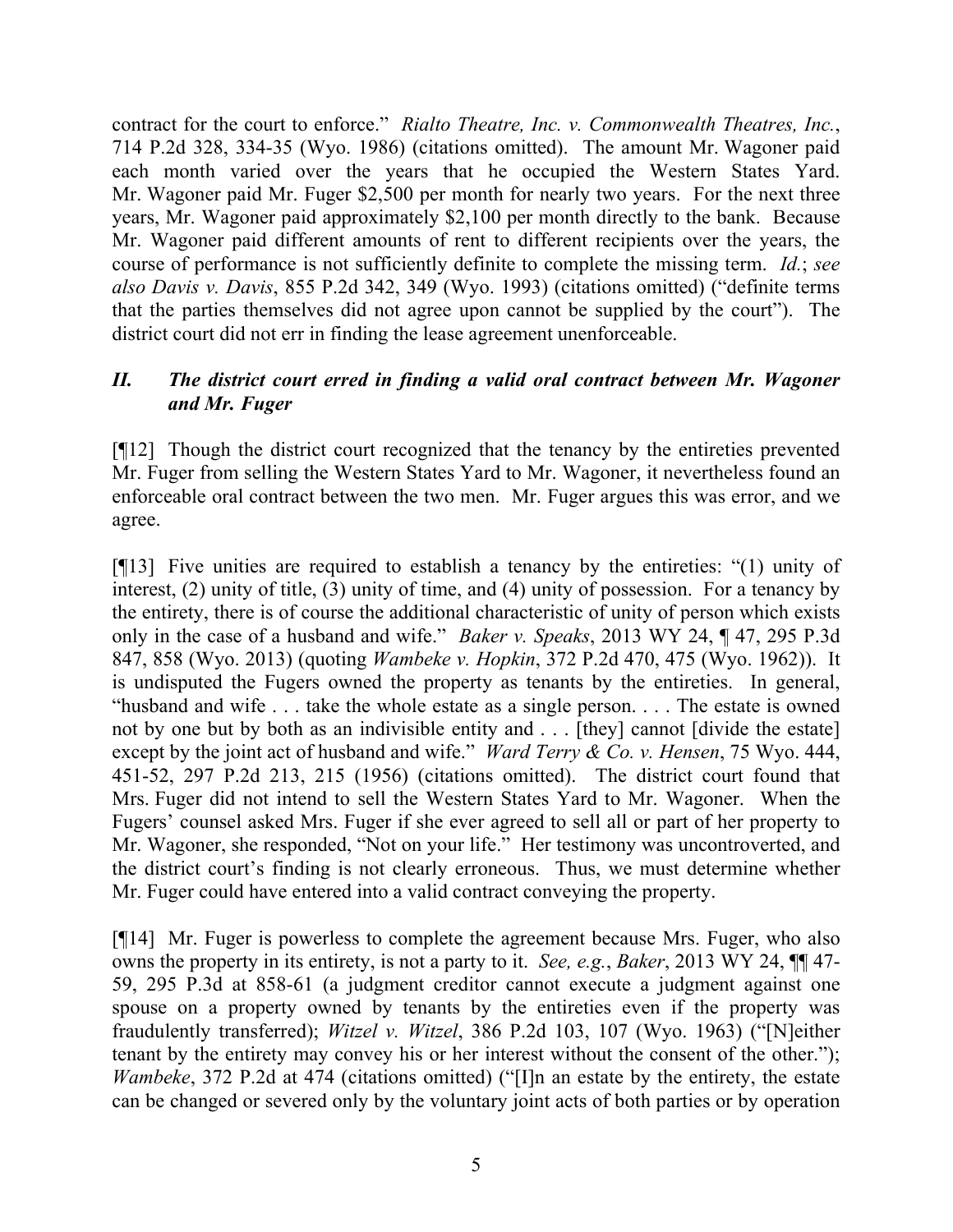contract for the court to enforce." *Rialto Theatre, Inc. v. Commonwealth Theatres, Inc.*, 714 P.2d 328, 334-35 (Wyo. 1986) (citations omitted). The amount Mr. Wagoner paid each month varied over the years that he occupied the Western States Yard. Mr. Wagoner paid Mr. Fuger $2,500 per month for nearly two years. For the next three years, Mr. Wagoner paid approximately $2,100 per month directly to the bank. Because Mr. Wagoner paid different amounts of rent to different recipients over the years, the course of performance is not sufficiently definite to complete the missing term. *Id.*; *see also Davis v. Davis*, 855 P.2d 342, 349 (Wyo. 1993) (citations omitted) ("definite terms that the parties themselves did not agree upon cannot be supplied by the court"). The district court did not err in finding the lease agreement unenforceable.

## *II. The district court erred in finding a valid oral contract between Mr. Wagoner and Mr. Fuger*

[¶12] Though the district court recognized that the tenancy by the entireties prevented Mr. Fuger from selling the Western States Yard to Mr. Wagoner, it nevertheless found an enforceable oral contract between the two men. Mr. Fuger argues this was error, and we agree.

[¶13] Five unities are required to establish a tenancy by the entireties: "(1) unity of interest, (2) unity of title, (3) unity of time, and (4) unity of possession. For a tenancy by the entirety, there is of course the additional characteristic of unity of person which exists only in the case of a husband and wife." *Baker v. Speaks*, 2013 WY 24, ¶ 47, 295 P.3d 847, 858 (Wyo. 2013) (quoting *Wambeke v. Hopkin*, 372 P.2d 470, 475 (Wyo. 1962)). It is undisputed the Fugers owned the property as tenants by the entireties. In general, "husband and wife . . . take the whole estate as a single person. . . . The estate is owned not by one but by both as an indivisible entity and . . . [they] cannot [divide the estate] except by the joint act of husband and wife." *Ward Terry & Co. v. Hensen*, 75 Wyo. 444, 451-52, 297 P.2d 213, 215 (1956) (citations omitted). The district court found that Mrs. Fuger did not intend to sell the Western States Yard to Mr. Wagoner. When the Fugers' counsel asked Mrs. Fuger if she ever agreed to sell all or part of her property to Mr. Wagoner, she responded, "Not on your life." Her testimony was uncontroverted, and the district court's finding is not clearly erroneous. Thus, we must determine whether Mr. Fuger could have entered into a valid contract conveying the property.

[¶14] Mr. Fuger is powerless to complete the agreement because Mrs. Fuger, who also owns the property in its entirety, is not a party to it. *See, e.g.*, *Baker*, 2013 WY 24, ¶¶ 47-59, 295 P.3d at 858-61 (a judgment creditor cannot execute a judgment against one spouse on a property owned by tenants by the entireties even if the property was fraudulently transferred); *Witzel v. Witzel*, 386 P.2d 103, 107 (Wyo. 1963) ("[N]either tenant by the entirety may convey his or her interest without the consent of the other."); *Wambeke*, 372 P.2d at 474 (citations omitted) ("[I]n an estate by the entirety, the estate can be changed or severed only by the voluntary joint acts of both parties or by operation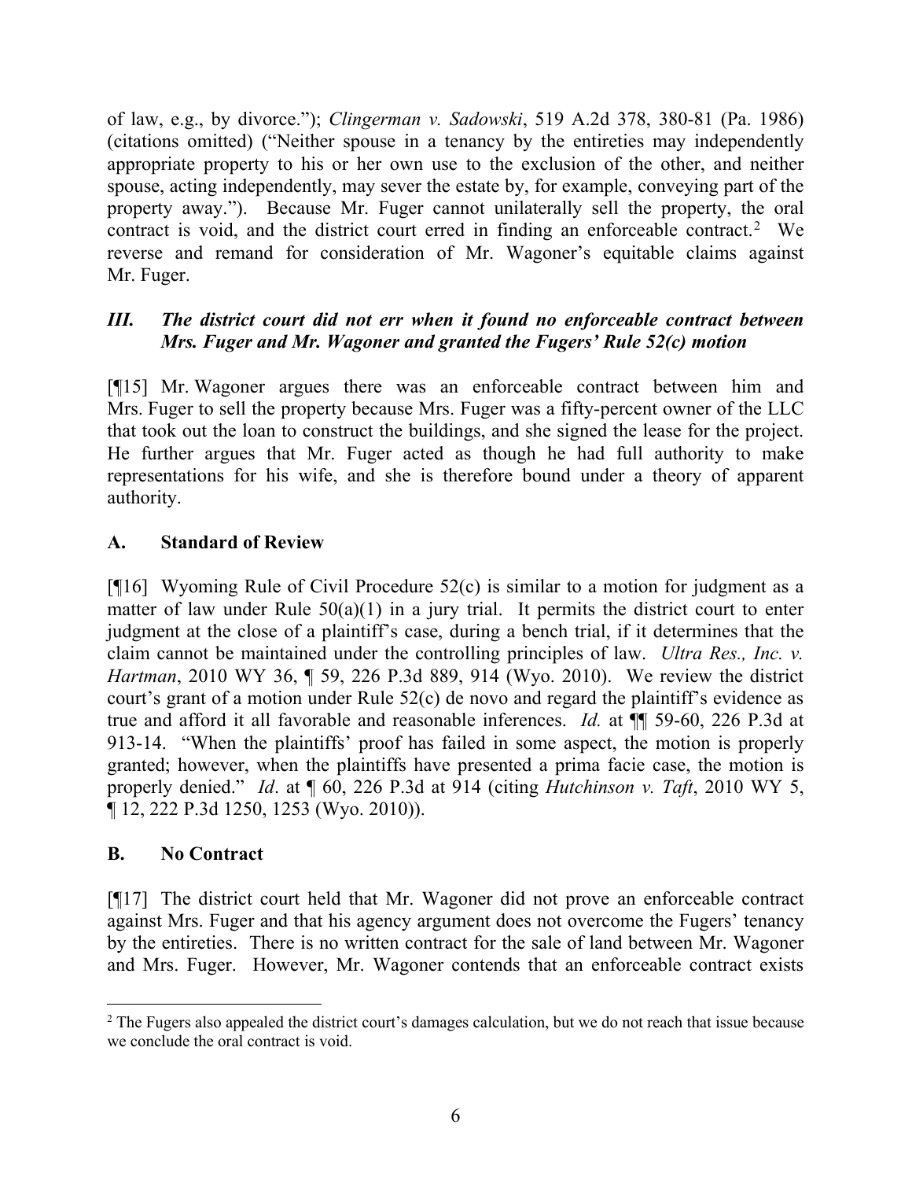of law, e.g., by divorce."); *Clingerman v. Sadowski*, 519 A.2d 378, 380-81 (Pa. 1986) (citations omitted) ("Neither spouse in a tenancy by the entireties may independently appropriate property to his or her own use to the exclusion of the other, and neither spouse, acting independently, may sever the estate by, for example, conveying part of the property away."). Because Mr. Fuger cannot unilaterally sell the property, the oral contract is void, and the district court erred in finding an enforceable contract.[2] We reverse and remand for consideration of Mr. Wagoner's equitable claims against Mr. Fuger.

### *III. The district court did not err when it found no enforceable contract between Mrs. Fuger and Mr. Wagoner and granted the Fugers' Rule 52(c) motion*

[¶15] Mr. Wagoner argues there was an enforceable contract between him and Mrs. Fuger to sell the property because Mrs. Fuger was a fifty-percent owner of the LLC that took out the loan to construct the buildings, and she signed the lease for the project. He further argues that Mr. Fuger acted as though he had full authority to make representations for his wife, and she is therefore bound under a theory of apparent authority.

#### A. Standard of Review

[¶16] Wyoming Rule of Civil Procedure 52(c) is similar to a motion for judgment as a matter of law under Rule 50(a)(1) in a jury trial. It permits the district court to enter judgment at the close of a plaintiff's case, during a bench trial, if it determines that the claim cannot be maintained under the controlling principles of law. *Ultra Res., Inc. v. Hartman*, 2010 WY 36, ¶ 59, 226 P.3d 889, 914 (Wyo. 2010). We review the district court's grant of a motion under Rule 52(c) de novo and regard the plaintiff's evidence as true and afford it all favorable and reasonable inferences. *Id.* at ¶¶ 59-60, 226 P.3d at 913-14. "When the plaintiffs' proof has failed in some aspect, the motion is properly granted; however, when the plaintiffs have presented a prima facie case, the motion is properly denied." *Id*. at ¶ 60, 226 P.3d at 914 (citing *Hutchinson v. Taft*, 2010 WY 5, ¶ 12, 222 P.3d 1250, 1253 (Wyo. 2010)).

#### B. No Contract

[¶17] The district court held that Mr. Wagoner did not prove an enforceable contract against Mrs. Fuger and that his agency argument does not overcome the Fugers' tenancy by the entireties. There is no written contract for the sale of land between Mr. Wagoner and Mrs. Fuger. However, Mr. Wagoner contends that an enforceable contract exists

---

[2] The Fugers also appealed the district court's damages calculation, but we do not reach that issue because we conclude the oral contract is void.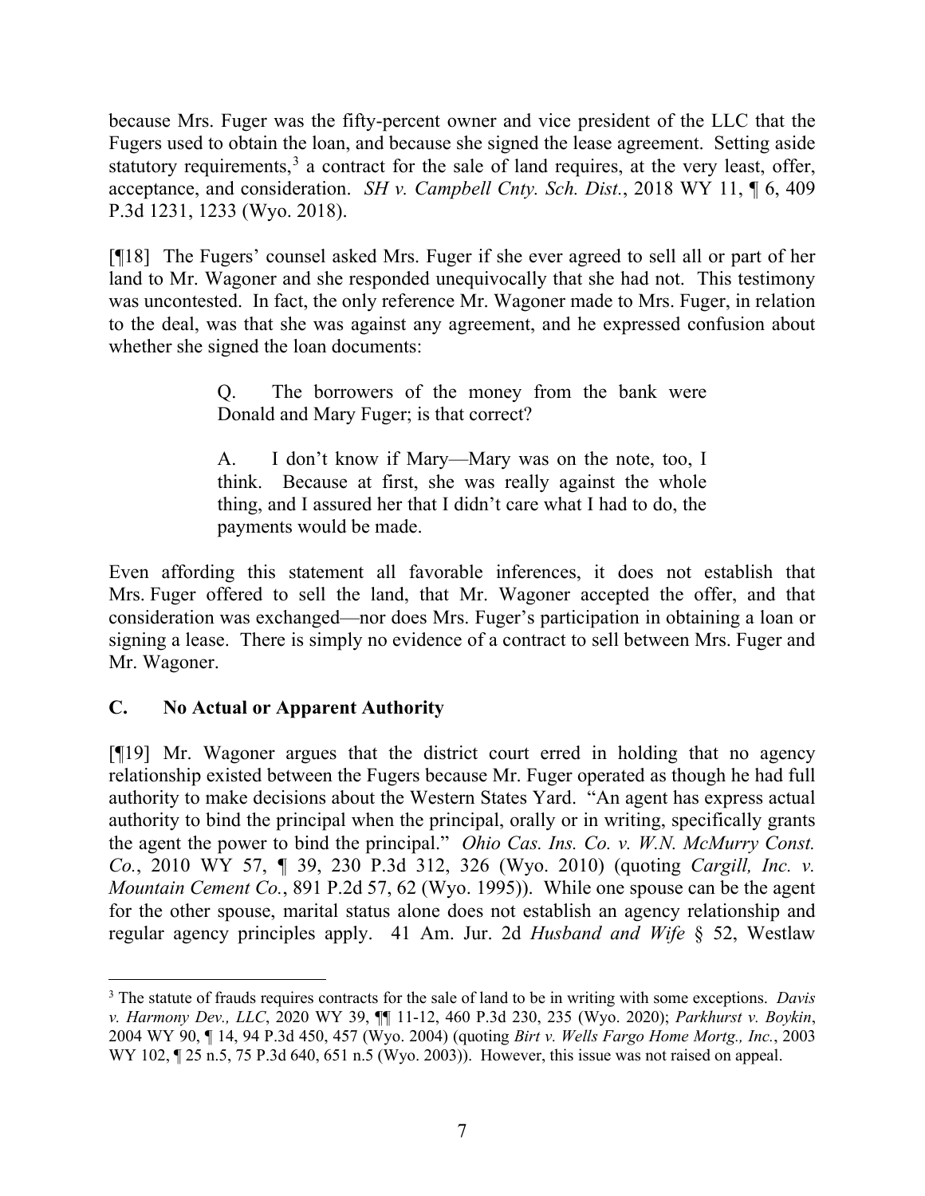because Mrs. Fuger was the fifty-percent owner and vice president of the LLC that the Fugers used to obtain the loan, and because she signed the lease agreement. Setting aside statutory requirements,[3] a contract for the sale of land requires, at the very least, offer, acceptance, and consideration. *SH v. Campbell Cnty. Sch. Dist.*, 2018 WY 11, ¶ 6, 409 P.3d 1231, 1233 (Wyo. 2018).

[¶18] The Fugers' counsel asked Mrs. Fuger if she ever agreed to sell all or part of her land to Mr. Wagoner and she responded unequivocally that she had not. This testimony was uncontested. In fact, the only reference Mr. Wagoner made to Mrs. Fuger, in relation to the deal, was that she was against any agreement, and he expressed confusion about whether she signed the loan documents:

> Q. The borrowers of the money from the bank were Donald and Mary Fuger; is that correct?
>
> A. I don't know if Mary—Mary was on the note, too, I think. Because at first, she was really against the whole thing, and I assured her that I didn't care what I had to do, the payments would be made.

Even affording this statement all favorable inferences, it does not establish that Mrs. Fuger offered to sell the land, that Mr. Wagoner accepted the offer, and that consideration was exchanged—nor does Mrs. Fuger's participation in obtaining a loan or signing a lease. There is simply no evidence of a contract to sell between Mrs. Fuger and Mr. Wagoner.

## C. No Actual or Apparent Authority

[¶19] Mr. Wagoner argues that the district court erred in holding that no agency relationship existed between the Fugers because Mr. Fuger operated as though he had full authority to make decisions about the Western States Yard. "An agent has express actual authority to bind the principal when the principal, orally or in writing, specifically grants the agent the power to bind the principal." *Ohio Cas. Ins. Co. v. W.N. McMurry Const. Co.*, 2010 WY 57, ¶ 39, 230 P.3d 312, 326 (Wyo. 2010) (quoting *Cargill, Inc. v. Mountain Cement Co.*, 891 P.2d 57, 62 (Wyo. 1995)). While one spouse can be the agent for the other spouse, marital status alone does not establish an agency relationship and regular agency principles apply. 41 Am. Jur. 2d *Husband and Wife* § 52, Westlaw

---

[3] The statute of frauds requires contracts for the sale of land to be in writing with some exceptions. *Davis v. Harmony Dev., LLC*, 2020 WY 39, ¶¶ 11-12, 460 P.3d 230, 235 (Wyo. 2020); *Parkhurst v. Boykin*, 2004 WY 90, ¶ 14, 94 P.3d 450, 457 (Wyo. 2004) (quoting *Birt v. Wells Fargo Home Mortg., Inc.*, 2003 WY 102, ¶ 25 n.5, 75 P.3d 640, 651 n.5 (Wyo. 2003)). However, this issue was not raised on appeal.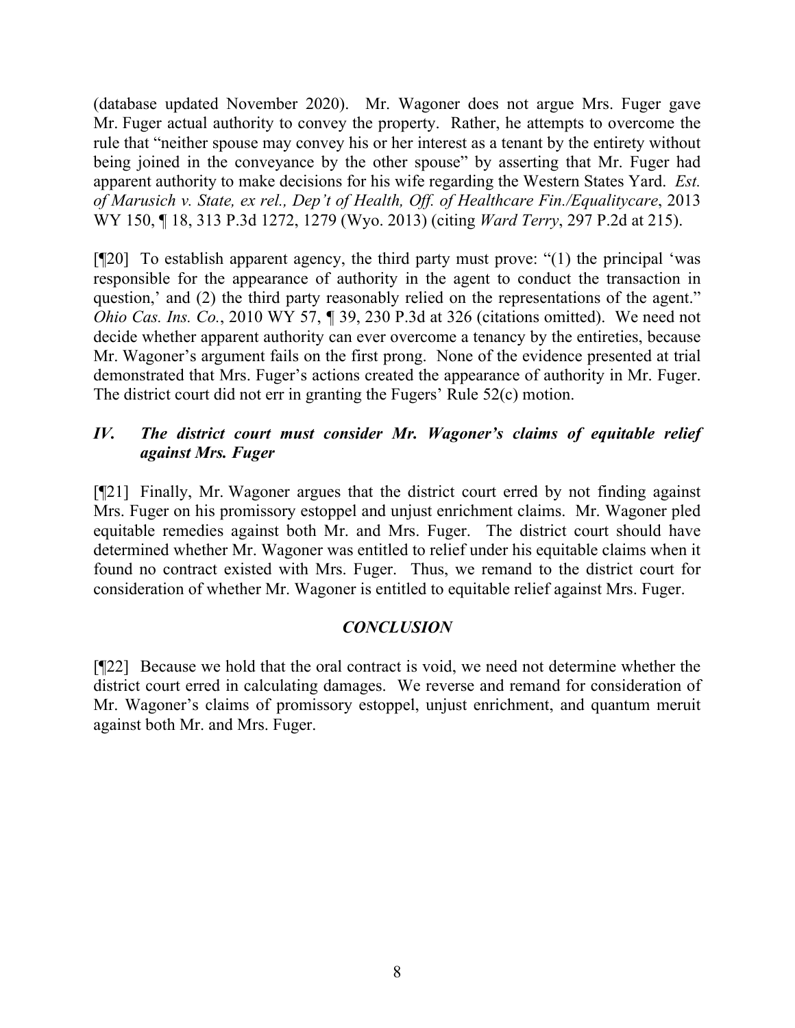(database updated November 2020). Mr. Wagoner does not argue Mrs. Fuger gave Mr. Fuger actual authority to convey the property. Rather, he attempts to overcome the rule that "neither spouse may convey his or her interest as a tenant by the entirety without being joined in the conveyance by the other spouse" by asserting that Mr. Fuger had apparent authority to make decisions for his wife regarding the Western States Yard. *Est. of Marusich v. State, ex rel., Dep't of Health, Off. of Healthcare Fin./Equalitycare*, 2013 WY 150, ¶ 18, 313 P.3d 1272, 1279 (Wyo. 2013) (citing *Ward Terry*, 297 P.2d at 215).

[¶20] To establish apparent agency, the third party must prove: "(1) the principal 'was responsible for the appearance of authority in the agent to conduct the transaction in question,' and (2) the third party reasonably relied on the representations of the agent." *Ohio Cas. Ins. Co.*, 2010 WY 57, ¶ 39, 230 P.3d at 326 (citations omitted). We need not decide whether apparent authority can ever overcome a tenancy by the entireties, because Mr. Wagoner's argument fails on the first prong. None of the evidence presented at trial demonstrated that Mrs. Fuger's actions created the appearance of authority in Mr. Fuger. The district court did not err in granting the Fugers' Rule 52(c) motion.

## *IV. The district court must consider Mr. Wagoner's claims of equitable relief against Mrs. Fuger*

[¶21] Finally, Mr. Wagoner argues that the district court erred by not finding against Mrs. Fuger on his promissory estoppel and unjust enrichment claims. Mr. Wagoner pled equitable remedies against both Mr. and Mrs. Fuger. The district court should have determined whether Mr. Wagoner was entitled to relief under his equitable claims when it found no contract existed with Mrs. Fuger. Thus, we remand to the district court for consideration of whether Mr. Wagoner is entitled to equitable relief against Mrs. Fuger.

## *CONCLUSION*

[¶22] Because we hold that the oral contract is void, we need not determine whether the district court erred in calculating damages. We reverse and remand for consideration of Mr. Wagoner's claims of promissory estoppel, unjust enrichment, and quantum meruit against both Mr. and Mrs. Fuger.